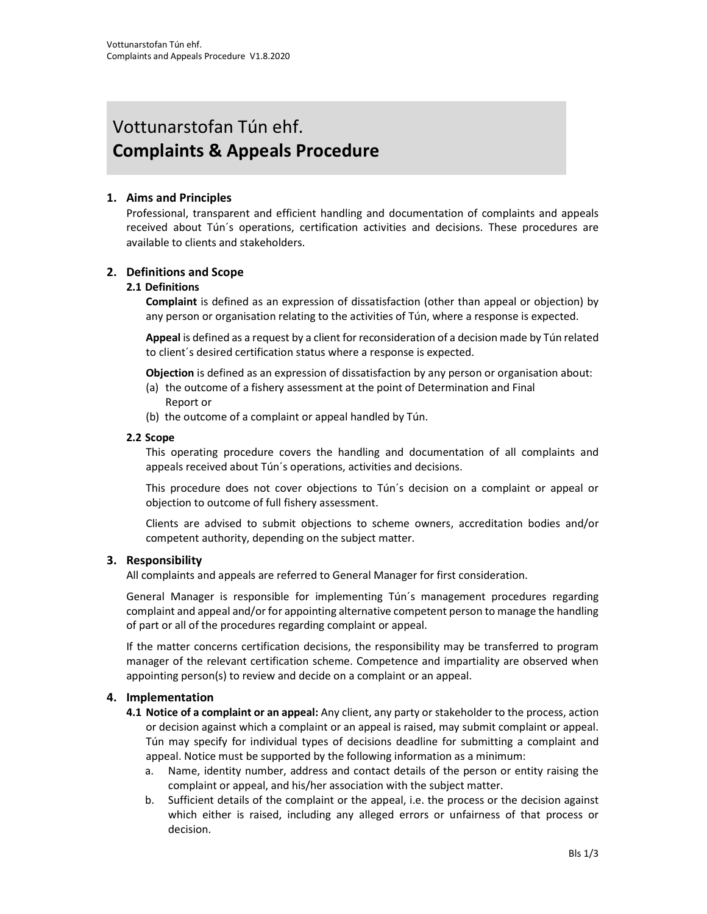# Vottunarstofan Tún ehf.
# **Complaints & Appeals Procedure**

## 1. Aims and Principles

Professional, transparent and efficient handling and documentation of complaints and appeals received about Tún´s operations, certification activities and decisions. These procedures are available to clients and stakeholders.

## 2. Definitions and Scope

### 2.1 Definitions

**Complaint** is defined as an expression of dissatisfaction (other than appeal or objection) by any person or organisation relating to the activities of Tún, where a response is expected.

**Appeal** is defined as a request by a client for reconsideration of a decision made by Tún related to client´s desired certification status where a response is expected.

**Objection** is defined as an expression of dissatisfaction by any person or organisation about:

(a) the outcome of a fishery assessment at the point of Determination and Final Report or
(b) the outcome of a complaint or appeal handled by Tún.

### 2.2 Scope

This operating procedure covers the handling and documentation of all complaints and appeals received about Tún´s operations, activities and decisions.

This procedure does not cover objections to Tún´s decision on a complaint or appeal or objection to outcome of full fishery assessment.

Clients are advised to submit objections to scheme owners, accreditation bodies and/or competent authority, depending on the subject matter.

## 3. Responsibility

All complaints and appeals are referred to General Manager for first consideration.

General Manager is responsible for implementing Tún´s management procedures regarding complaint and appeal and/or for appointing alternative competent person to manage the handling of part or all of the procedures regarding complaint or appeal.

If the matter concerns certification decisions, the responsibility may be transferred to program manager of the relevant certification scheme. Competence and impartiality are observed when appointing person(s) to review and decide on a complaint or an appeal.

## 4. Implementation

**4.1 Notice of a complaint or an appeal:** Any client, any party or stakeholder to the process, action or decision against which a complaint or an appeal is raised, may submit complaint or appeal. Tún may specify for individual types of decisions deadline for submitting a complaint and appeal. Notice must be supported by the following information as a minimum:

a. Name, identity number, address and contact details of the person or entity raising the complaint or appeal, and his/her association with the subject matter.
b. Sufficient details of the complaint or the appeal, i.e. the process or the decision against which either is raised, including any alleged errors or unfairness of that process or decision.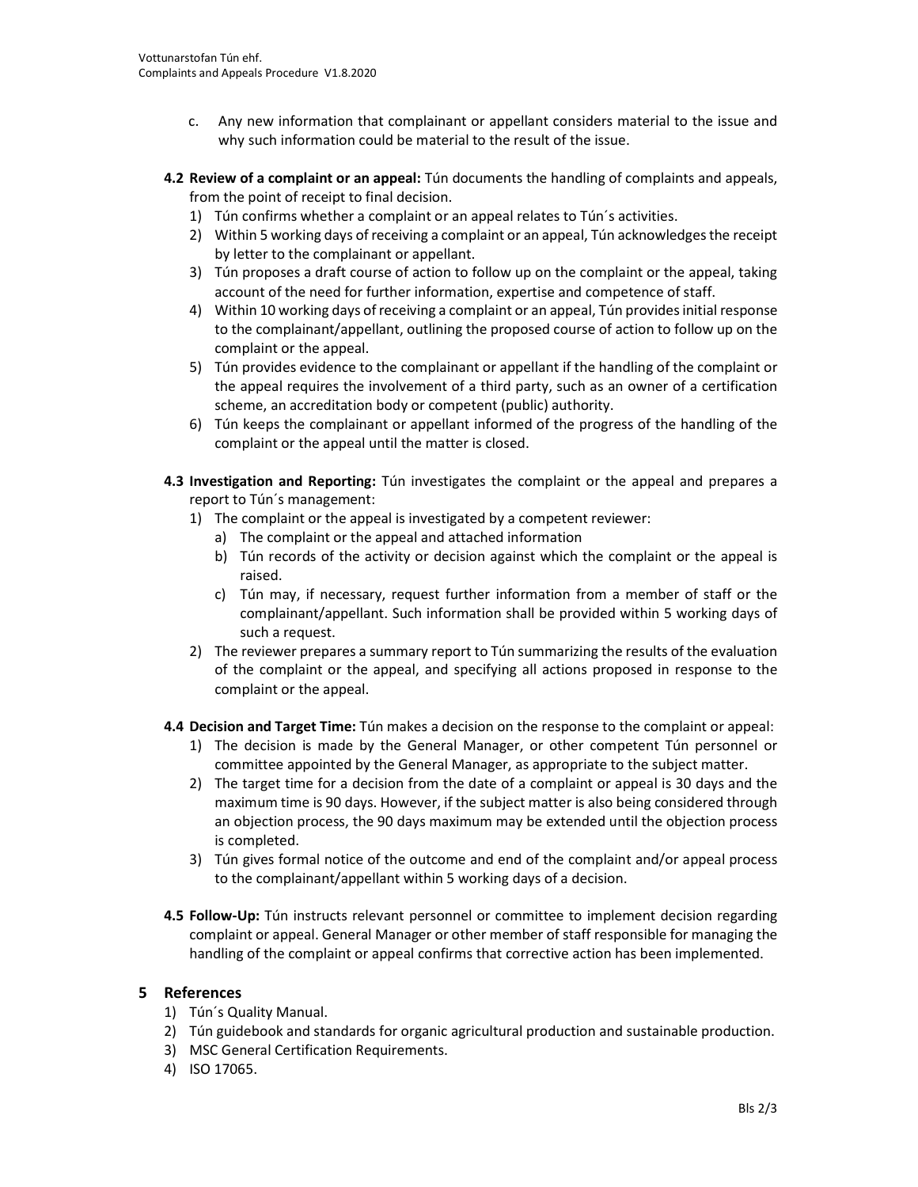c. Any new information that complainant or appellant considers material to the issue and why such information could be material to the result of the issue.

**4.2 Review of a complaint or an appeal:** Tún documents the handling of complaints and appeals, from the point of receipt to final decision.

1) Tún confirms whether a complaint or an appeal relates to Tún´s activities.
2) Within 5 working days of receiving a complaint or an appeal, Tún acknowledges the receipt by letter to the complainant or appellant.
3) Tún proposes a draft course of action to follow up on the complaint or the appeal, taking account of the need for further information, expertise and competence of staff.
4) Within 10 working days of receiving a complaint or an appeal, Tún provides initial response to the complainant/appellant, outlining the proposed course of action to follow up on the complaint or the appeal.
5) Tún provides evidence to the complainant or appellant if the handling of the complaint or the appeal requires the involvement of a third party, such as an owner of a certification scheme, an accreditation body or competent (public) authority.
6) Tún keeps the complainant or appellant informed of the progress of the handling of the complaint or the appeal until the matter is closed.

**4.3 Investigation and Reporting:** Tún investigates the complaint or the appeal and prepares a report to Tún´s management:

1) The complaint or the appeal is investigated by a competent reviewer:
   a) The complaint or the appeal and attached information
   b) Tún records of the activity or decision against which the complaint or the appeal is raised.
   c) Tún may, if necessary, request further information from a member of staff or the complainant/appellant. Such information shall be provided within 5 working days of such a request.
2) The reviewer prepares a summary report to Tún summarizing the results of the evaluation of the complaint or the appeal, and specifying all actions proposed in response to the complaint or the appeal.

**4.4 Decision and Target Time:** Tún makes a decision on the response to the complaint or appeal:

1) The decision is made by the General Manager, or other competent Tún personnel or committee appointed by the General Manager, as appropriate to the subject matter.
2) The target time for a decision from the date of a complaint or appeal is 30 days and the maximum time is 90 days. However, if the subject matter is also being considered through an objection process, the 90 days maximum may be extended until the objection process is completed.
3) Tún gives formal notice of the outcome and end of the complaint and/or appeal process to the complainant/appellant within 5 working days of a decision.

**4.5 Follow-Up:** Tún instructs relevant personnel or committee to implement decision regarding complaint or appeal. General Manager or other member of staff responsible for managing the handling of the complaint or appeal confirms that corrective action has been implemented.

## 5 References

1) Tún´s Quality Manual.
2) Tún guidebook and standards for organic agricultural production and sustainable production.
3) MSC General Certification Requirements.
4) ISO 17065.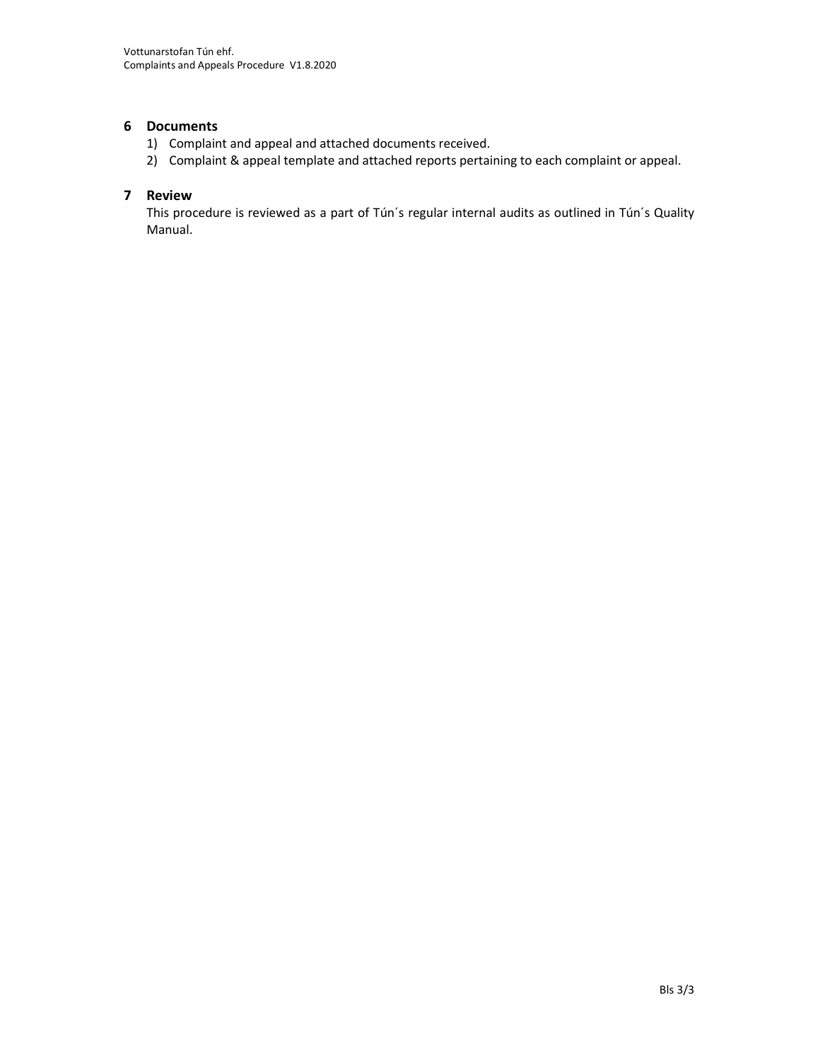## 6 Documents

1) Complaint and appeal and attached documents received.
2) Complaint & appeal template and attached reports pertaining to each complaint or appeal.

## 7 Review

This procedure is reviewed as a part of Tún´s regular internal audits as outlined in Tún´s Quality Manual.